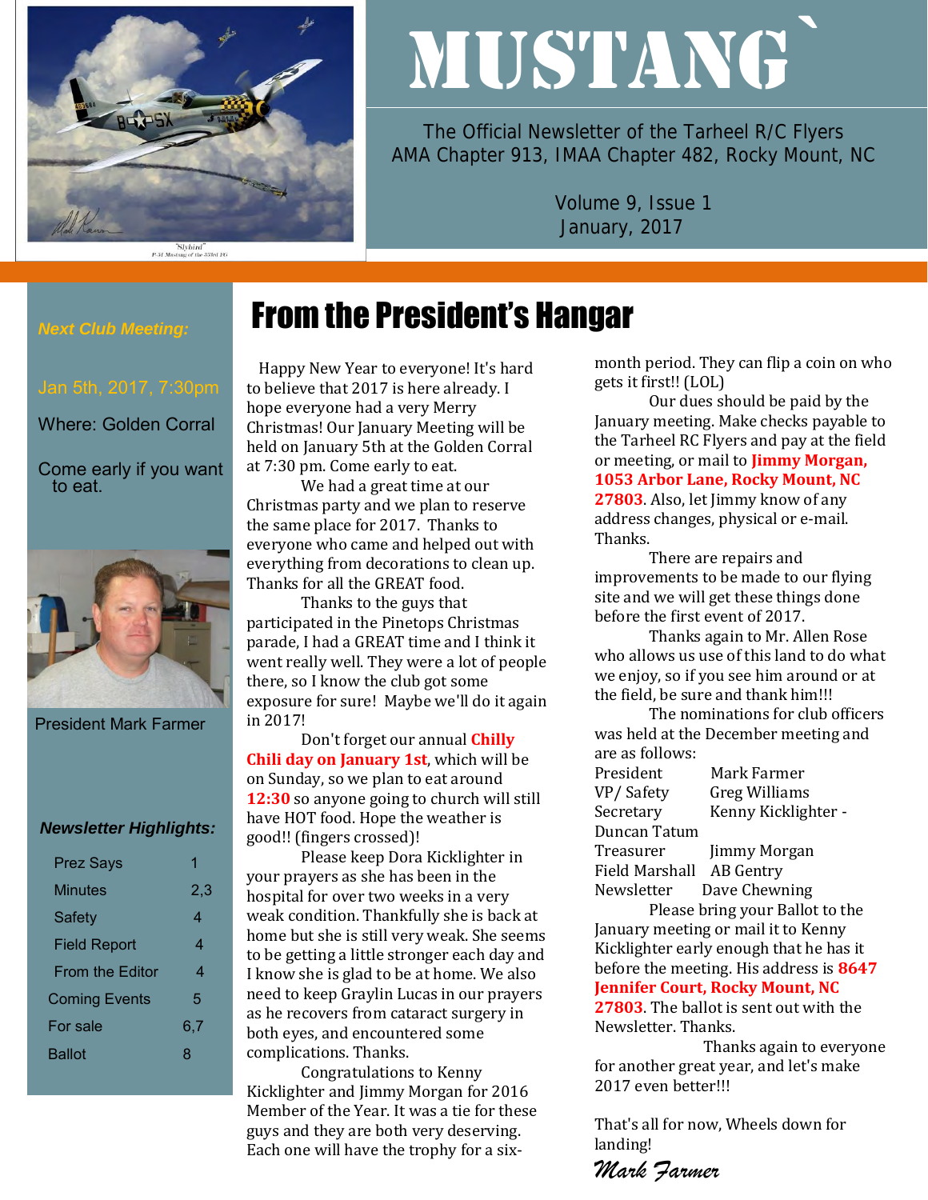# MUSTANG

The Official Newsletter of the Tarheel R/C Flyers
AMA Chapter 913, IMAA Chapter 482, Rocky Mount, NC

Volume 9, Issue 1
January, 2017

***Next Club Meeting:***

Jan 5th, 2017, 7:30pm

Where: Golden Corral

Come early if you want to eat.

President Mark Farmer

***Newsletter Highlights:***

| | |
|---|---|
| Prez Says | 1 |
| Minutes | 2,3 |
| Safety | 4 |
| Field Report | 4 |
| From the Editor | 4 |
| Coming Events | 5 |
| For sale | 6,7 |
| Ballot | 8 |

## From the President's Hangar

Happy New Year to everyone! It's hard to believe that 2017 is here already. I hope everyone had a very Merry Christmas! Our January Meeting will be held on January 5th at the Golden Corral at 7:30 pm. Come early to eat.

We had a great time at our Christmas party and we plan to reserve the same place for 2017. Thanks to everyone who came and helped out with everything from decorations to clean up. Thanks for all the GREAT food.

Thanks to the guys that participated in the Pinetops Christmas parade, I had a GREAT time and I think it went really well. They were a lot of people there, so I know the club got some exposure for sure! Maybe we'll do it again in 2017!

Don't forget our annual **Chilly Chili day on January 1st**, which will be on Sunday, so we plan to eat around **12:30** so anyone going to church will still have HOT food. Hope the weather is good!! (fingers crossed)!

Please keep Dora Kicklighter in your prayers as she has been in the hospital for over two weeks in a very weak condition. Thankfully she is back at home but she is still very weak. She seems to be getting a little stronger each day and I know she is glad to be at home. We also need to keep Graylin Lucas in our prayers as he recovers from cataract surgery in both eyes, and encountered some complications. Thanks.

Congratulations to Kenny Kicklighter and Jimmy Morgan for 2016 Member of the Year. It was a tie for these guys and they are both very deserving. Each one will have the trophy for a six-month period. They can flip a coin on who gets it first!! (LOL)

Our dues should be paid by the January meeting. Make checks payable to the Tarheel RC Flyers and pay at the field or meeting, or mail to **Jimmy Morgan, 1053 Arbor Lane, Rocky Mount, NC 27803**. Also, let Jimmy know of any address changes, physical or e-mail. Thanks.

There are repairs and improvements to be made to our flying site and we will get these things done before the first event of 2017.

Thanks again to Mr. Allen Rose who allows us use of this land to do what we enjoy, so if you see him around or at the field, be sure and thank him!!!

The nominations for club officers was held at the December meeting and are as follows:

President — Mark Farmer
VP/ Safety — Greg Williams
Secretary — Kenny Kicklighter - Duncan Tatum
Treasurer — Jimmy Morgan
Field Marshall — AB Gentry
Newsletter — Dave Chewning

Please bring your Ballot to the January meeting or mail it to Kenny Kicklighter early enough that he has it before the meeting. His address is **8647 Jennifer Court, Rocky Mount, NC 27803**. The ballot is sent out with the Newsletter. Thanks.

Thanks again to everyone for another great year, and let's make 2017 even better!!!

That's all for now, Wheels down for landing!

*Mark Farmer*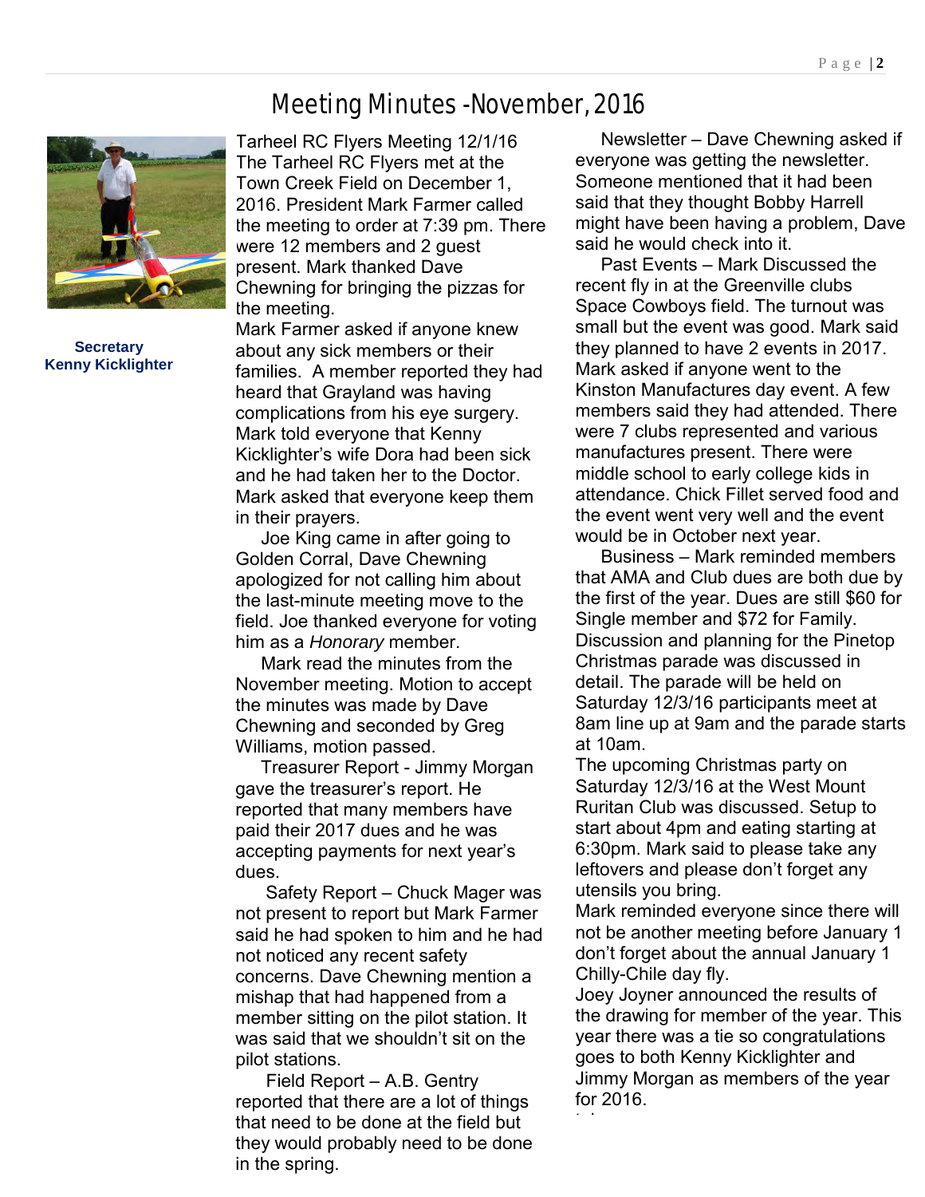# Meeting Minutes -November, 2016

**Secretary**
**Kenny Kicklighter**

Tarheel RC Flyers Meeting 12/1/16
The Tarheel RC Flyers met at the Town Creek Field on December 1, 2016. President Mark Farmer called the meeting to order at 7:39 pm. There were 12 members and 2 guest present. Mark thanked Dave Chewning for bringing the pizzas for the meeting.
Mark Farmer asked if anyone knew about any sick members or their families. A member reported they had heard that Grayland was having complications from his eye surgery. Mark told everyone that Kenny Kicklighter's wife Dora had been sick and he had taken her to the Doctor. Mark asked that everyone keep them in their prayers.

Joe King came in after going to Golden Corral, Dave Chewning apologized for not calling him about the last-minute meeting move to the field. Joe thanked everyone for voting him as a *Honorary* member.

Mark read the minutes from the November meeting. Motion to accept the minutes was made by Dave Chewning and seconded by Greg Williams, motion passed.

Treasurer Report - Jimmy Morgan gave the treasurer's report. He reported that many members have paid their 2017 dues and he was accepting payments for next year's dues.

Safety Report – Chuck Mager was not present to report but Mark Farmer said he had spoken to him and he had not noticed any recent safety concerns. Dave Chewning mention a mishap that had happened from a member sitting on the pilot station. It was said that we shouldn't sit on the pilot stations.

Field Report – A.B. Gentry reported that there are a lot of things that need to be done at the field but they would probably need to be done in the spring.

Newsletter – Dave Chewning asked if everyone was getting the newsletter. Someone mentioned that it had been said that they thought Bobby Harrell might have been having a problem, Dave said he would check into it.

Past Events – Mark Discussed the recent fly in at the Greenville clubs Space Cowboys field. The turnout was small but the event was good. Mark said they planned to have 2 events in 2017. Mark asked if anyone went to the Kinston Manufactures day event. A few members said they had attended. There were 7 clubs represented and various manufactures present. There were middle school to early college kids in attendance. Chick Fillet served food and the event went very well and the event would be in October next year.

Business – Mark reminded members that AMA and Club dues are both due by the first of the year. Dues are still $60 for Single member and $72 for Family. Discussion and planning for the Pinetop Christmas parade was discussed in detail. The parade will be held on Saturday 12/3/16 participants meet at 8am line up at 9am and the parade starts at 10am.
The upcoming Christmas party on Saturday 12/3/16 at the West Mount Ruritan Club was discussed. Setup to start about 4pm and eating starting at 6:30pm. Mark said to please take any leftovers and please don't forget any utensils you bring.
Mark reminded everyone since there will not be another meeting before January 1 don't forget about the annual January 1 Chilly-Chile day fly.
Joey Joyner announced the results of the drawing for member of the year. This year there was a tie so congratulations goes to both Kenny Kicklighter and Jimmy Morgan as members of the year for 2016.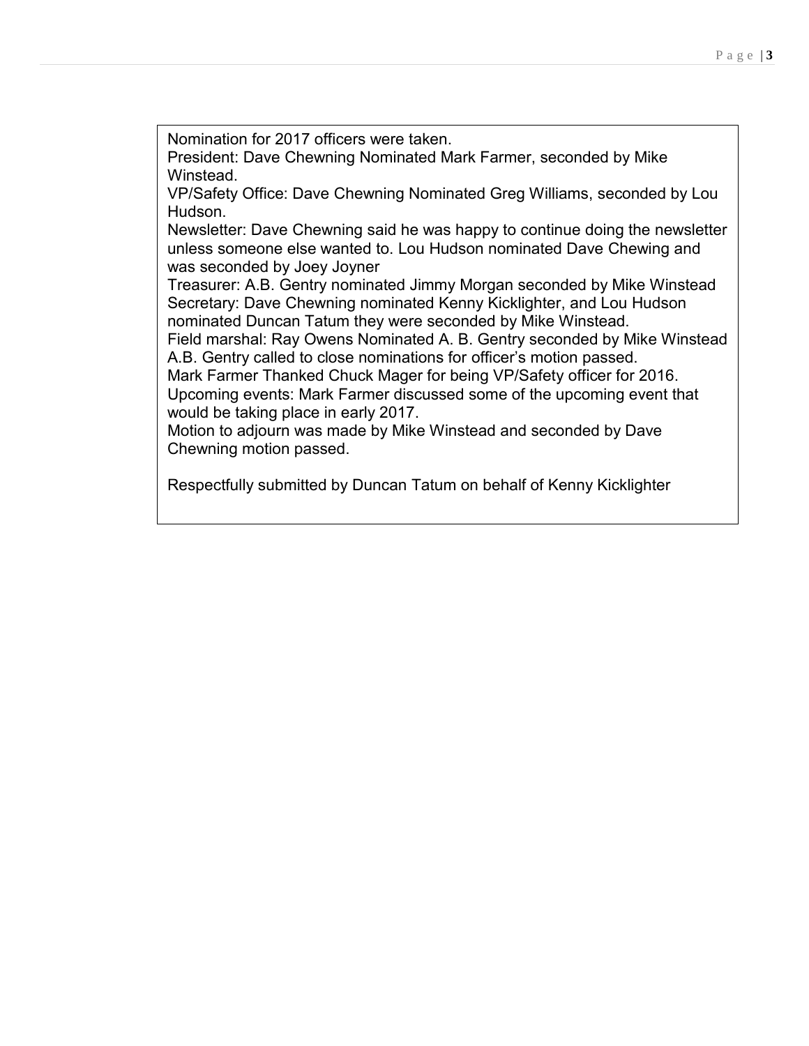Nomination for 2017 officers were taken.

President: Dave Chewning Nominated Mark Farmer, seconded by Mike Winstead.

VP/Safety Office: Dave Chewning Nominated Greg Williams, seconded by Lou Hudson.

Newsletter: Dave Chewning said he was happy to continue doing the newsletter unless someone else wanted to. Lou Hudson nominated Dave Chewing and was seconded by Joey Joyner

Treasurer: A.B. Gentry nominated Jimmy Morgan seconded by Mike Winstead

Secretary: Dave Chewning nominated Kenny Kicklighter, and Lou Hudson nominated Duncan Tatum they were seconded by Mike Winstead.

Field marshal: Ray Owens Nominated A. B. Gentry seconded by Mike Winstead

A.B. Gentry called to close nominations for officer's motion passed.

Mark Farmer Thanked Chuck Mager for being VP/Safety officer for 2016.

Upcoming events: Mark Farmer discussed some of the upcoming event that would be taking place in early 2017.

Motion to adjourn was made by Mike Winstead and seconded by Dave Chewning motion passed.

Respectfully submitted by Duncan Tatum on behalf of Kenny Kicklighter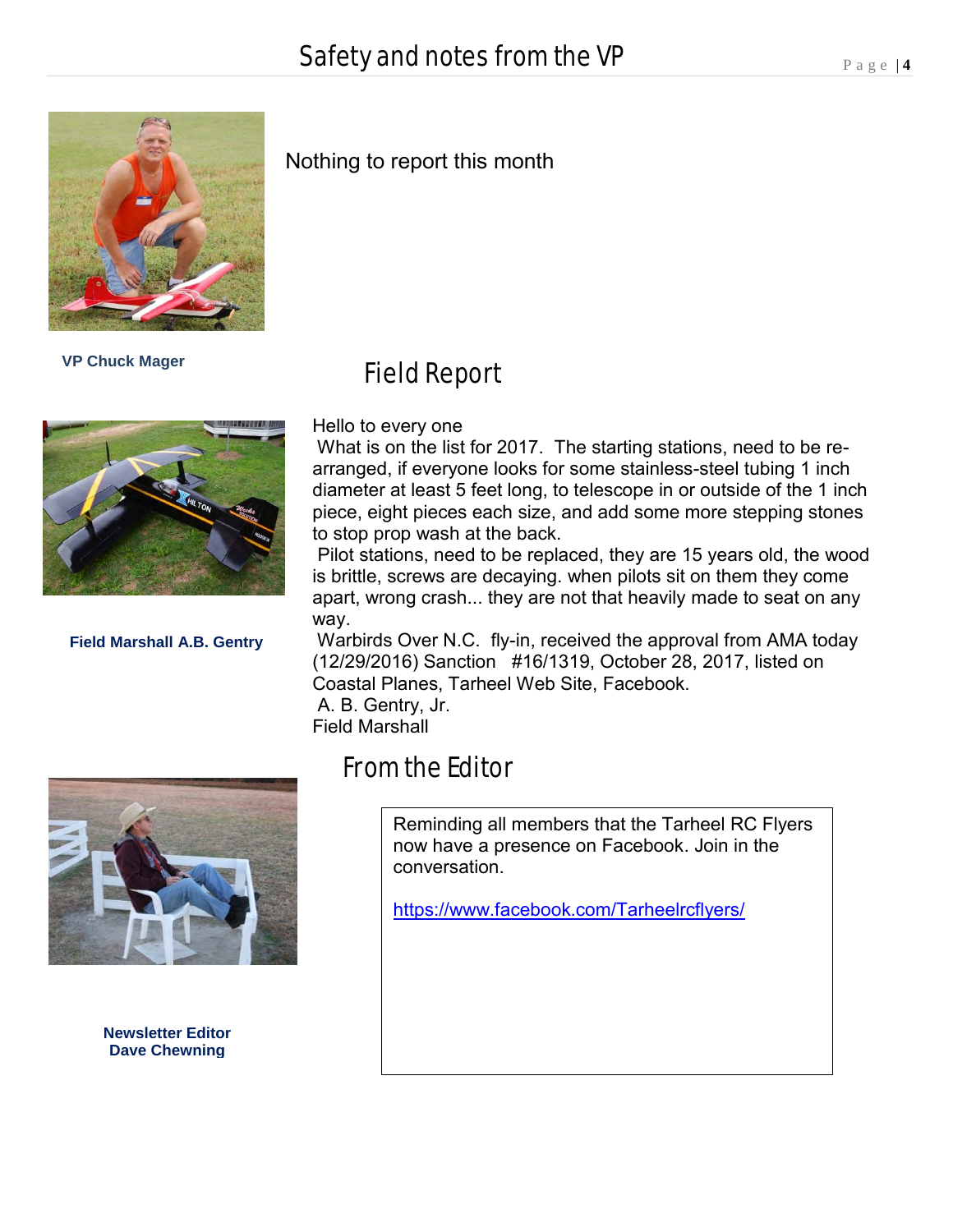# Safety and notes from the VP

Nothing to report this month

**VP Chuck Mager**

## Field Report

Hello to every one

What is on the list for 2017. The starting stations, need to be re-arranged, if everyone looks for some stainless-steel tubing 1 inch diameter at least 5 feet long, to telescope in or outside of the 1 inch piece, eight pieces each size, and add some more stepping stones to stop prop wash at the back.

Pilot stations, need to be replaced, they are 15 years old, the wood is brittle, screws are decaying. when pilots sit on them they come apart, wrong crash... they are not that heavily made to seat on any way.

Warbirds Over N.C. fly-in, received the approval from AMA today (12/29/2016) Sanction #16/1319, October 28, 2017, listed on Coastal Planes, Tarheel Web Site, Facebook.

A. B. Gentry, Jr.
Field Marshall

**Field Marshall A.B. Gentry**

## From the Editor

Reminding all members that the Tarheel RC Flyers now have a presence on Facebook. Join in the conversation.

https://www.facebook.com/Tarheelrcflyers/

**Newsletter Editor**
**Dave Chewning**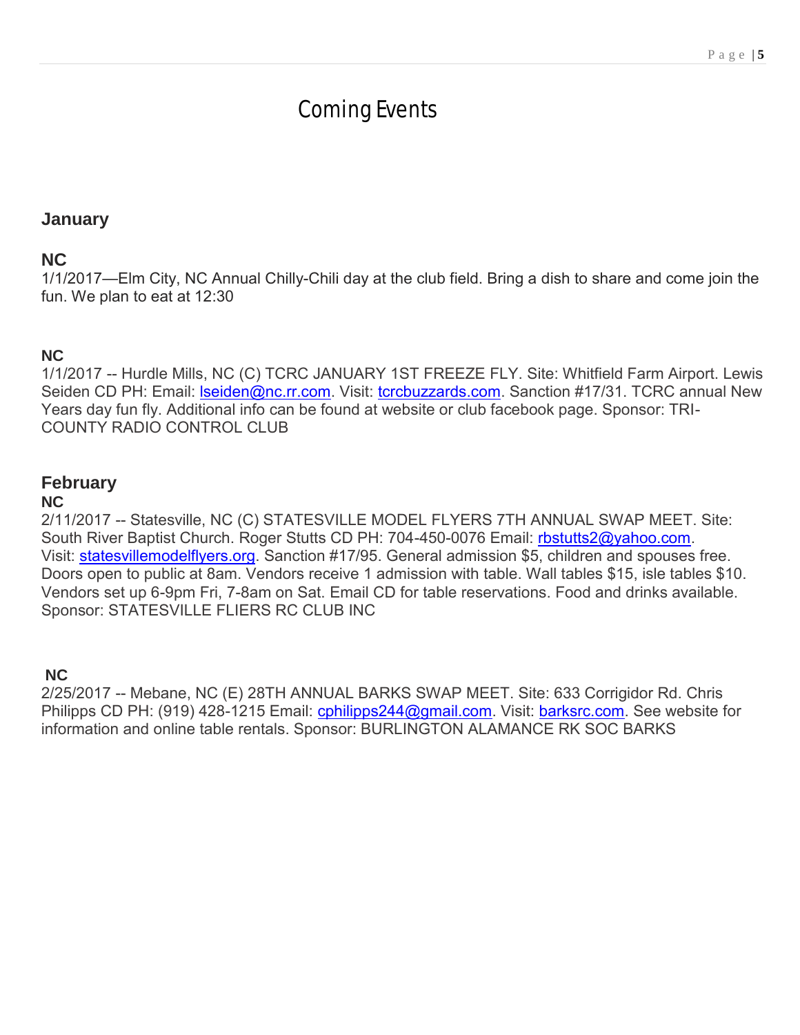# Coming Events

## January

### NC

1/1/2017—Elm City, NC Annual Chilly-Chili day at the club field. Bring a dish to share and come join the fun. We plan to eat at 12:30

### NC

1/1/2017 -- Hurdle Mills, NC (C) TCRC JANUARY 1ST FREEZE FLY. Site: Whitfield Farm Airport. Lewis Seiden CD PH: Email: lseiden@nc.rr.com. Visit: tcrcbuzzards.com. Sanction #17/31. TCRC annual New Years day fun fly. Additional info can be found at website or club facebook page. Sponsor: TRI-COUNTY RADIO CONTROL CLUB

## February

### NC

2/11/2017 -- Statesville, NC (C) STATESVILLE MODEL FLYERS 7TH ANNUAL SWAP MEET. Site: South River Baptist Church. Roger Stutts CD PH: 704-450-0076 Email: rbstutts2@yahoo.com. Visit: statesvillemodelflyers.org. Sanction #17/95. General admission $5, children and spouses free. Doors open to public at 8am. Vendors receive 1 admission with table. Wall tables $15, isle tables $10. Vendors set up 6-9pm Fri, 7-8am on Sat. Email CD for table reservations. Food and drinks available. Sponsor: STATESVILLE FLIERS RC CLUB INC

### NC

2/25/2017 -- Mebane, NC (E) 28TH ANNUAL BARKS SWAP MEET. Site: 633 Corrigidor Rd. Chris Philipps CD PH: (919) 428-1215 Email: cphilipps244@gmail.com. Visit: barksrc.com. See website for information and online table rentals. Sponsor: BURLINGTON ALAMANCE RK SOC BARKS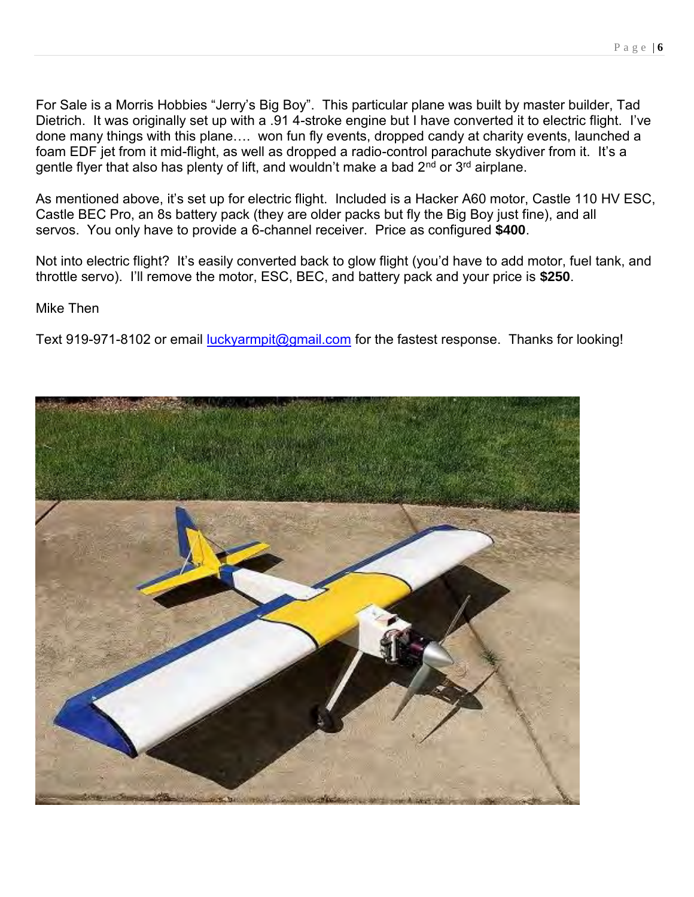For Sale is a Morris Hobbies "Jerry's Big Boy". This particular plane was built by master builder, Tad Dietrich. It was originally set up with a .91 4-stroke engine but I have converted it to electric flight. I've done many things with this plane…. won fun fly events, dropped candy at charity events, launched a foam EDF jet from it mid-flight, as well as dropped a radio-control parachute skydiver from it. It's a gentle flyer that also has plenty of lift, and wouldn't make a bad 2nd or 3rd airplane.

As mentioned above, it's set up for electric flight. Included is a Hacker A60 motor, Castle 110 HV ESC, Castle BEC Pro, an 8s battery pack (they are older packs but fly the Big Boy just fine), and all servos. You only have to provide a 6-channel receiver. Price as configured **$400**.

Not into electric flight? It's easily converted back to glow flight (you'd have to add motor, fuel tank, and throttle servo). I'll remove the motor, ESC, BEC, and battery pack and your price is **$250**.

Mike Then

Text 919-971-8102 or email luckyarmpit@gmail.com for the fastest response. Thanks for looking!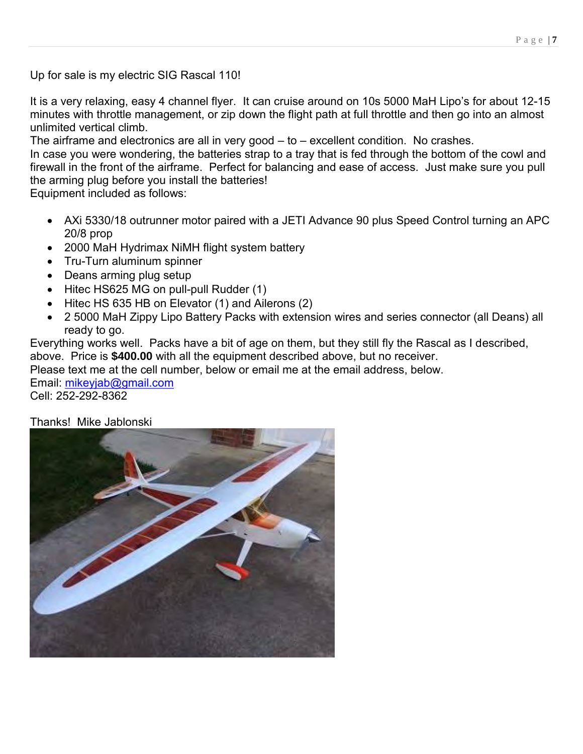Up for sale is my electric SIG Rascal 110!

It is a very relaxing, easy 4 channel flyer. It can cruise around on 10s 5000 MaH Lipo's for about 12-15 minutes with throttle management, or zip down the flight path at full throttle and then go into an almost unlimited vertical climb.

The airframe and electronics are all in very good – to – excellent condition. No crashes.

In case you were wondering, the batteries strap to a tray that is fed through the bottom of the cowl and firewall in the front of the airframe. Perfect for balancing and ease of access. Just make sure you pull the arming plug before you install the batteries!

Equipment included as follows:

- AXi 5330/18 outrunner motor paired with a JETI Advance 90 plus Speed Control turning an APC 20/8 prop
- 2000 MaH Hydrimax NiMH flight system battery
- Tru-Turn aluminum spinner
- Deans arming plug setup
- Hitec HS625 MG on pull-pull Rudder (1)
- Hitec HS 635 HB on Elevator (1) and Ailerons (2)
- 2 5000 MaH Zippy Lipo Battery Packs with extension wires and series connector (all Deans) all ready to go.

Everything works well. Packs have a bit of age on them, but they still fly the Rascal as I described, above. Price is **$400.00** with all the equipment described above, but no receiver.

Please text me at the cell number, below or email me at the email address, below.

Email: mikeyjab@gmail.com

Cell: 252-292-8362

Thanks! Mike Jablonski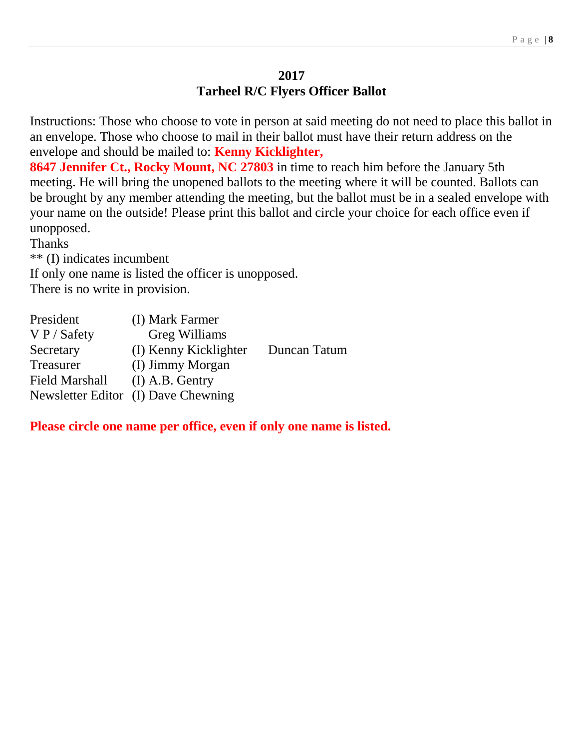## 2017
## Tarheel R/C Flyers Officer Ballot

Instructions: Those who choose to vote in person at said meeting do not need to place this ballot in an envelope. Those who choose to mail in their ballot must have their return address on the envelope and should be mailed to: **Kenny Kicklighter, 8647 Jennifer Ct., Rocky Mount, NC 27803** in time to reach him before the January 5th meeting. He will bring the unopened ballots to the meeting where it will be counted. Ballots can be brought by any member attending the meeting, but the ballot must be in a sealed envelope with your name on the outside! Please print this ballot and circle your choice for each office even if unopposed.

Thanks

** (I) indicates incumbent

If only one name is listed the officer is unopposed.

There is no write in provision.

| | | |
|---|---|---|
| President | (I) Mark Farmer | |
| V P / Safety | Greg Williams | |
| Secretary | (I) Kenny Kicklighter | Duncan Tatum |
| Treasurer | (I) Jimmy Morgan | |
| Field Marshall | (I) A.B. Gentry | |
| Newsletter Editor | (I) Dave Chewning | |

**Please circle one name per office, even if only one name is listed.**